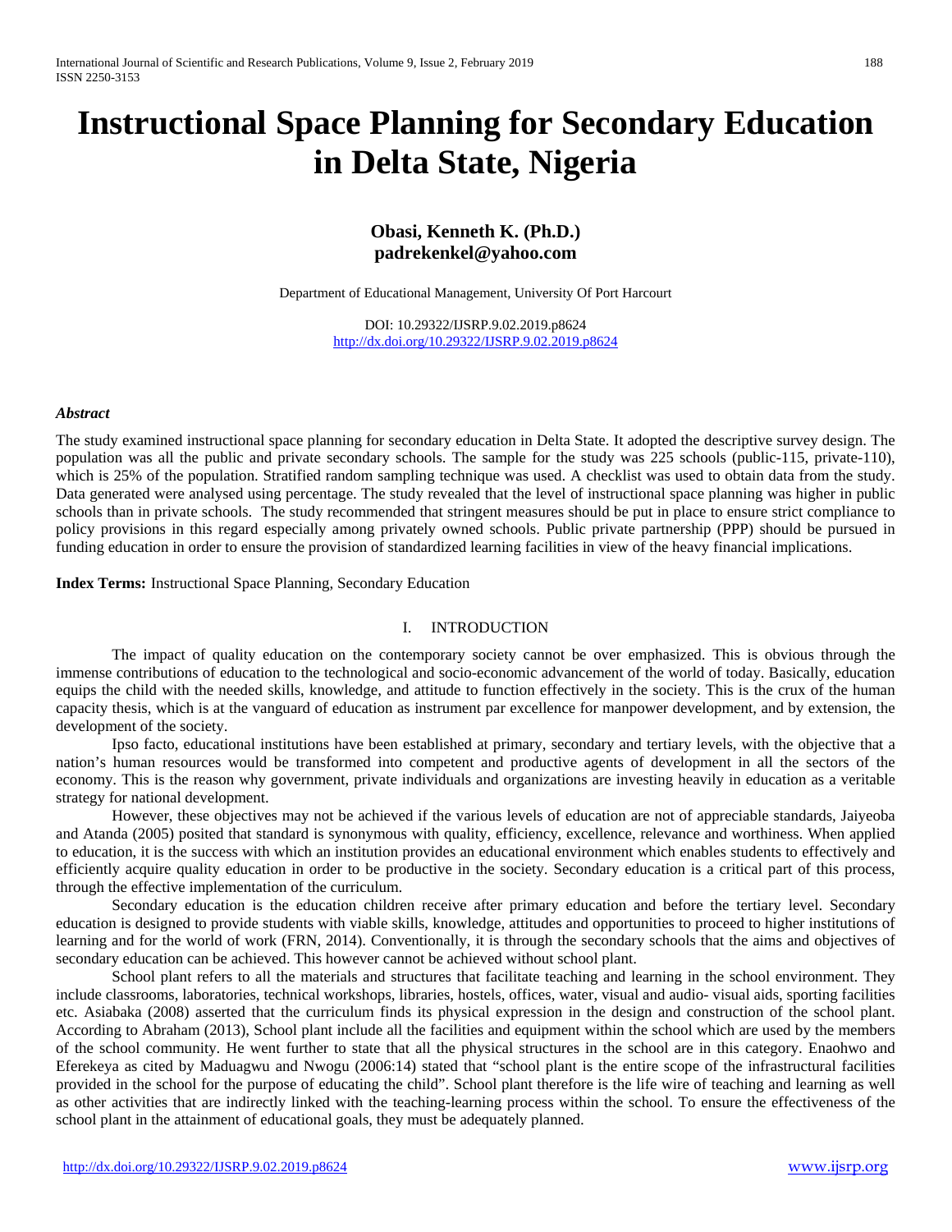# Instructional Space Planning for Secondary Education in Delta State, Nigeria

**Obasi, Kenneth K. (Ph.D.)**
**padrekenkel@yahoo.com**

Department of Educational Management, University Of Port Harcourt

DOI: 10.29322/IJSRP.9.02.2019.p8624
http://dx.doi.org/10.29322/IJSRP.9.02.2019.p8624

***Abstract***

The study examined instructional space planning for secondary education in Delta State. It adopted the descriptive survey design. The population was all the public and private secondary schools. The sample for the study was 225 schools (public-115, private-110), which is 25% of the population. Stratified random sampling technique was used. A checklist was used to obtain data from the study. Data generated were analysed using percentage. The study revealed that the level of instructional space planning was higher in public schools than in private schools. The study recommended that stringent measures should be put in place to ensure strict compliance to policy provisions in this regard especially among privately owned schools. Public private partnership (PPP) should be pursued in funding education in order to ensure the provision of standardized learning facilities in view of the heavy financial implications.

**Index Terms:** Instructional Space Planning, Secondary Education

## I. INTRODUCTION

The impact of quality education on the contemporary society cannot be over emphasized. This is obvious through the immense contributions of education to the technological and socio-economic advancement of the world of today. Basically, education equips the child with the needed skills, knowledge, and attitude to function effectively in the society. This is the crux of the human capacity thesis, which is at the vanguard of education as instrument par excellence for manpower development, and by extension, the development of the society.

Ipso facto, educational institutions have been established at primary, secondary and tertiary levels, with the objective that a nation's human resources would be transformed into competent and productive agents of development in all the sectors of the economy. This is the reason why government, private individuals and organizations are investing heavily in education as a veritable strategy for national development.

However, these objectives may not be achieved if the various levels of education are not of appreciable standards, Jaiyeoba and Atanda (2005) posited that standard is synonymous with quality, efficiency, excellence, relevance and worthiness. When applied to education, it is the success with which an institution provides an educational environment which enables students to effectively and efficiently acquire quality education in order to be productive in the society. Secondary education is a critical part of this process, through the effective implementation of the curriculum.

Secondary education is the education children receive after primary education and before the tertiary level. Secondary education is designed to provide students with viable skills, knowledge, attitudes and opportunities to proceed to higher institutions of learning and for the world of work (FRN, 2014). Conventionally, it is through the secondary schools that the aims and objectives of secondary education can be achieved. This however cannot be achieved without school plant.

School plant refers to all the materials and structures that facilitate teaching and learning in the school environment. They include classrooms, laboratories, technical workshops, libraries, hostels, offices, water, visual and audio- visual aids, sporting facilities etc. Asiabaka (2008) asserted that the curriculum finds its physical expression in the design and construction of the school plant. According to Abraham (2013), School plant include all the facilities and equipment within the school which are used by the members of the school community. He went further to state that all the physical structures in the school are in this category. Enaohwo and Eferekeya as cited by Maduagwu and Nwogu (2006:14) stated that "school plant is the entire scope of the infrastructural facilities provided in the school for the purpose of educating the child". School plant therefore is the life wire of teaching and learning as well as other activities that are indirectly linked with the teaching-learning process within the school. To ensure the effectiveness of the school plant in the attainment of educational goals, they must be adequately planned.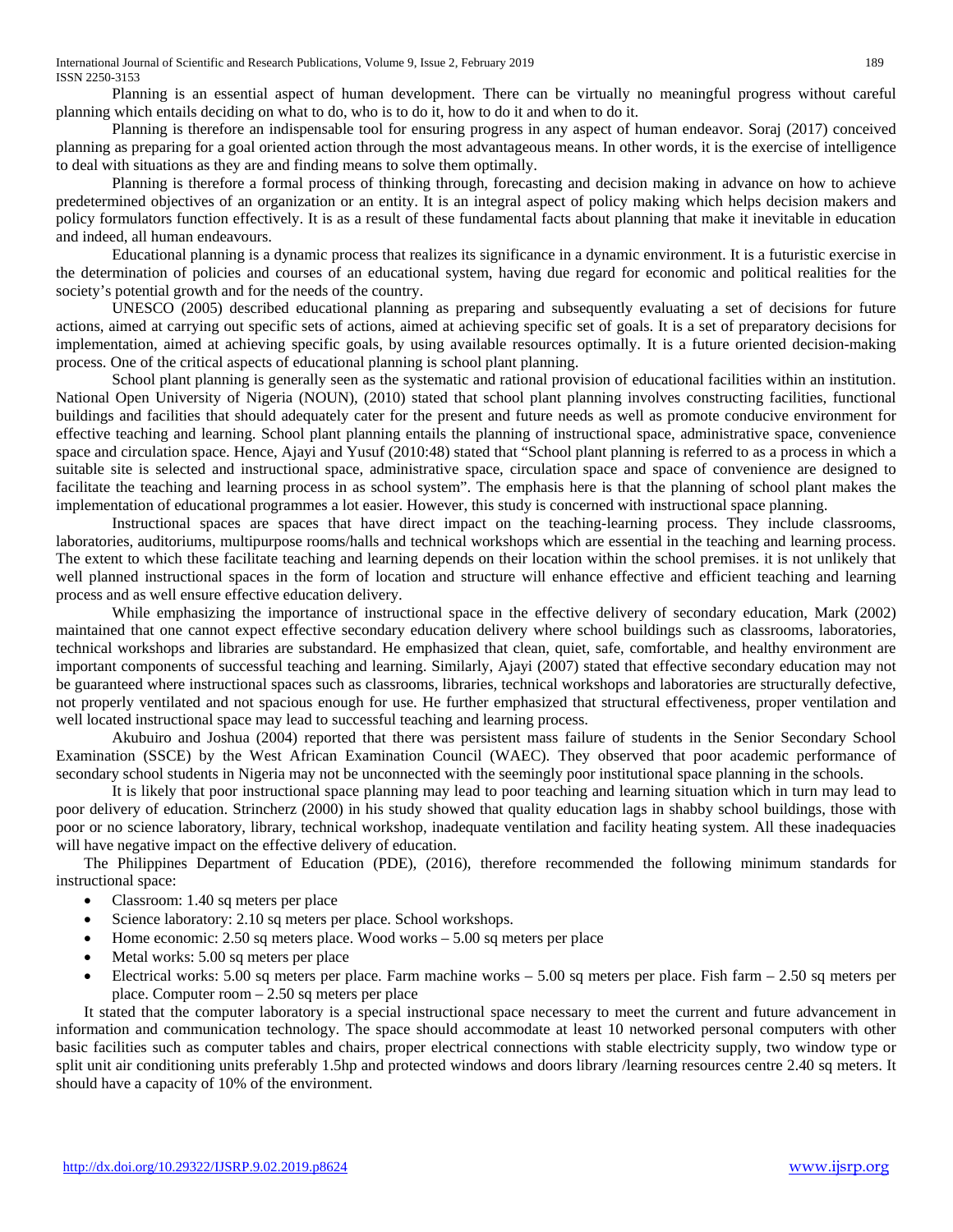Planning is an essential aspect of human development. There can be virtually no meaningful progress without careful planning which entails deciding on what to do, who is to do it, how to do it and when to do it.

Planning is therefore an indispensable tool for ensuring progress in any aspect of human endeavor. Soraj (2017) conceived planning as preparing for a goal oriented action through the most advantageous means. In other words, it is the exercise of intelligence to deal with situations as they are and finding means to solve them optimally.

Planning is therefore a formal process of thinking through, forecasting and decision making in advance on how to achieve predetermined objectives of an organization or an entity. It is an integral aspect of policy making which helps decision makers and policy formulators function effectively. It is as a result of these fundamental facts about planning that make it inevitable in education and indeed, all human endeavours.

Educational planning is a dynamic process that realizes its significance in a dynamic environment. It is a futuristic exercise in the determination of policies and courses of an educational system, having due regard for economic and political realities for the society's potential growth and for the needs of the country.

UNESCO (2005) described educational planning as preparing and subsequently evaluating a set of decisions for future actions, aimed at carrying out specific sets of actions, aimed at achieving specific set of goals. It is a set of preparatory decisions for implementation, aimed at achieving specific goals, by using available resources optimally. It is a future oriented decision-making process. One of the critical aspects of educational planning is school plant planning.

School plant planning is generally seen as the systematic and rational provision of educational facilities within an institution. National Open University of Nigeria (NOUN), (2010) stated that school plant planning involves constructing facilities, functional buildings and facilities that should adequately cater for the present and future needs as well as promote conducive environment for effective teaching and learning. School plant planning entails the planning of instructional space, administrative space, convenience space and circulation space. Hence, Ajayi and Yusuf (2010:48) stated that "School plant planning is referred to as a process in which a suitable site is selected and instructional space, administrative space, circulation space and space of convenience are designed to facilitate the teaching and learning process in as school system". The emphasis here is that the planning of school plant makes the implementation of educational programmes a lot easier. However, this study is concerned with instructional space planning.

Instructional spaces are spaces that have direct impact on the teaching-learning process. They include classrooms, laboratories, auditoriums, multipurpose rooms/halls and technical workshops which are essential in the teaching and learning process. The extent to which these facilitate teaching and learning depends on their location within the school premises. it is not unlikely that well planned instructional spaces in the form of location and structure will enhance effective and efficient teaching and learning process and as well ensure effective education delivery.

While emphasizing the importance of instructional space in the effective delivery of secondary education, Mark (2002) maintained that one cannot expect effective secondary education delivery where school buildings such as classrooms, laboratories, technical workshops and libraries are substandard. He emphasized that clean, quiet, safe, comfortable, and healthy environment are important components of successful teaching and learning. Similarly, Ajayi (2007) stated that effective secondary education may not be guaranteed where instructional spaces such as classrooms, libraries, technical workshops and laboratories are structurally defective, not properly ventilated and not spacious enough for use. He further emphasized that structural effectiveness, proper ventilation and well located instructional space may lead to successful teaching and learning process.

Akubuiro and Joshua (2004) reported that there was persistent mass failure of students in the Senior Secondary School Examination (SSCE) by the West African Examination Council (WAEC). They observed that poor academic performance of secondary school students in Nigeria may not be unconnected with the seemingly poor institutional space planning in the schools.

It is likely that poor instructional space planning may lead to poor teaching and learning situation which in turn may lead to poor delivery of education. Strincherz (2000) in his study showed that quality education lags in shabby school buildings, those with poor or no science laboratory, library, technical workshop, inadequate ventilation and facility heating system. All these inadequacies will have negative impact on the effective delivery of education.

The Philippines Department of Education (PDE), (2016), therefore recommended the following minimum standards for instructional space:

- Classroom: 1.40 sq meters per place
- Science laboratory: 2.10 sq meters per place. School workshops.
- Home economic: 2.50 sq meters place. Wood works – 5.00 sq meters per place
- Metal works: 5.00 sq meters per place
- Electrical works: 5.00 sq meters per place. Farm machine works – 5.00 sq meters per place. Fish farm – 2.50 sq meters per place. Computer room – 2.50 sq meters per place

It stated that the computer laboratory is a special instructional space necessary to meet the current and future advancement in information and communication technology. The space should accommodate at least 10 networked personal computers with other basic facilities such as computer tables and chairs, proper electrical connections with stable electricity supply, two window type or split unit air conditioning units preferably 1.5hp and protected windows and doors library /learning resources centre 2.40 sq meters. It should have a capacity of 10% of the environment.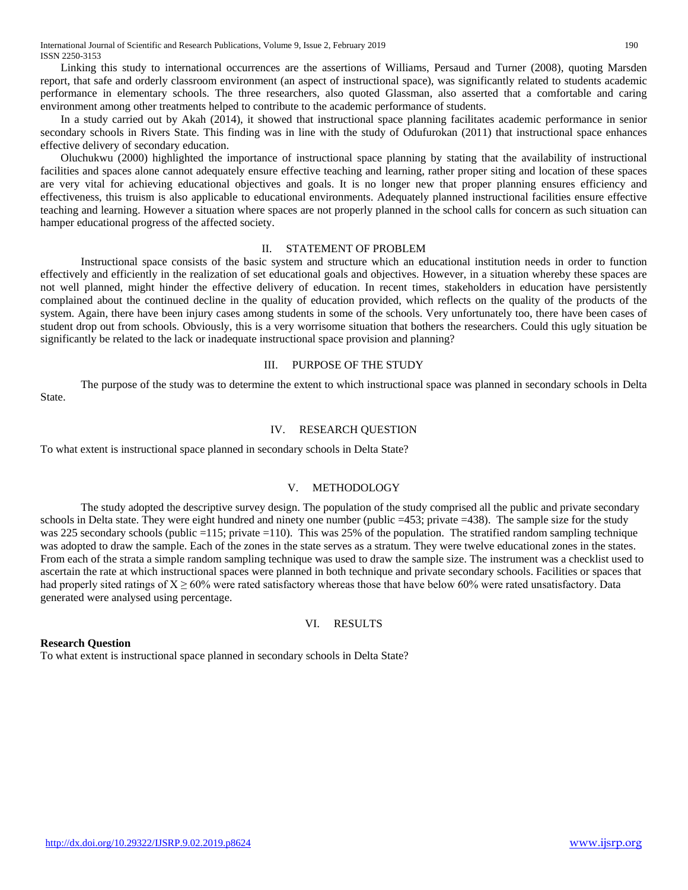Linking this study to international occurrences are the assertions of Williams, Persaud and Turner (2008), quoting Marsden report, that safe and orderly classroom environment (an aspect of instructional space), was significantly related to students academic performance in elementary schools. The three researchers, also quoted Glassman, also asserted that a comfortable and caring environment among other treatments helped to contribute to the academic performance of students.

In a study carried out by Akah (2014), it showed that instructional space planning facilitates academic performance in senior secondary schools in Rivers State. This finding was in line with the study of Odufurokan (2011) that instructional space enhances effective delivery of secondary education.

Oluchukwu (2000) highlighted the importance of instructional space planning by stating that the availability of instructional facilities and spaces alone cannot adequately ensure effective teaching and learning, rather proper siting and location of these spaces are very vital for achieving educational objectives and goals. It is no longer new that proper planning ensures efficiency and effectiveness, this truism is also applicable to educational environments. Adequately planned instructional facilities ensure effective teaching and learning. However a situation where spaces are not properly planned in the school calls for concern as such situation can hamper educational progress of the affected society.

## II. STATEMENT OF PROBLEM

Instructional space consists of the basic system and structure which an educational institution needs in order to function effectively and efficiently in the realization of set educational goals and objectives. However, in a situation whereby these spaces are not well planned, might hinder the effective delivery of education. In recent times, stakeholders in education have persistently complained about the continued decline in the quality of education provided, which reflects on the quality of the products of the system. Again, there have been injury cases among students in some of the schools. Very unfortunately too, there have been cases of student drop out from schools. Obviously, this is a very worrisome situation that bothers the researchers. Could this ugly situation be significantly be related to the lack or inadequate instructional space provision and planning?

## III. PURPOSE OF THE STUDY

The purpose of the study was to determine the extent to which instructional space was planned in secondary schools in Delta State.

## IV. RESEARCH QUESTION

To what extent is instructional space planned in secondary schools in Delta State?

## V. METHODOLOGY

The study adopted the descriptive survey design. The population of the study comprised all the public and private secondary schools in Delta state. They were eight hundred and ninety one number (public =453; private =438). The sample size for the study was 225 secondary schools (public =115; private =110). This was 25% of the population. The stratified random sampling technique was adopted to draw the sample. Each of the zones in the state serves as a stratum. They were twelve educational zones in the states. From each of the strata a simple random sampling technique was used to draw the sample size. The instrument was a checklist used to ascertain the rate at which instructional spaces were planned in both technique and private secondary schools. Facilities or spaces that had properly sited ratings of $X \geq 60\%$ were rated satisfactory whereas those that have below 60% were rated unsatisfactory. Data generated were analysed using percentage.

## VI. RESULTS

**Research Question**

To what extent is instructional space planned in secondary schools in Delta State?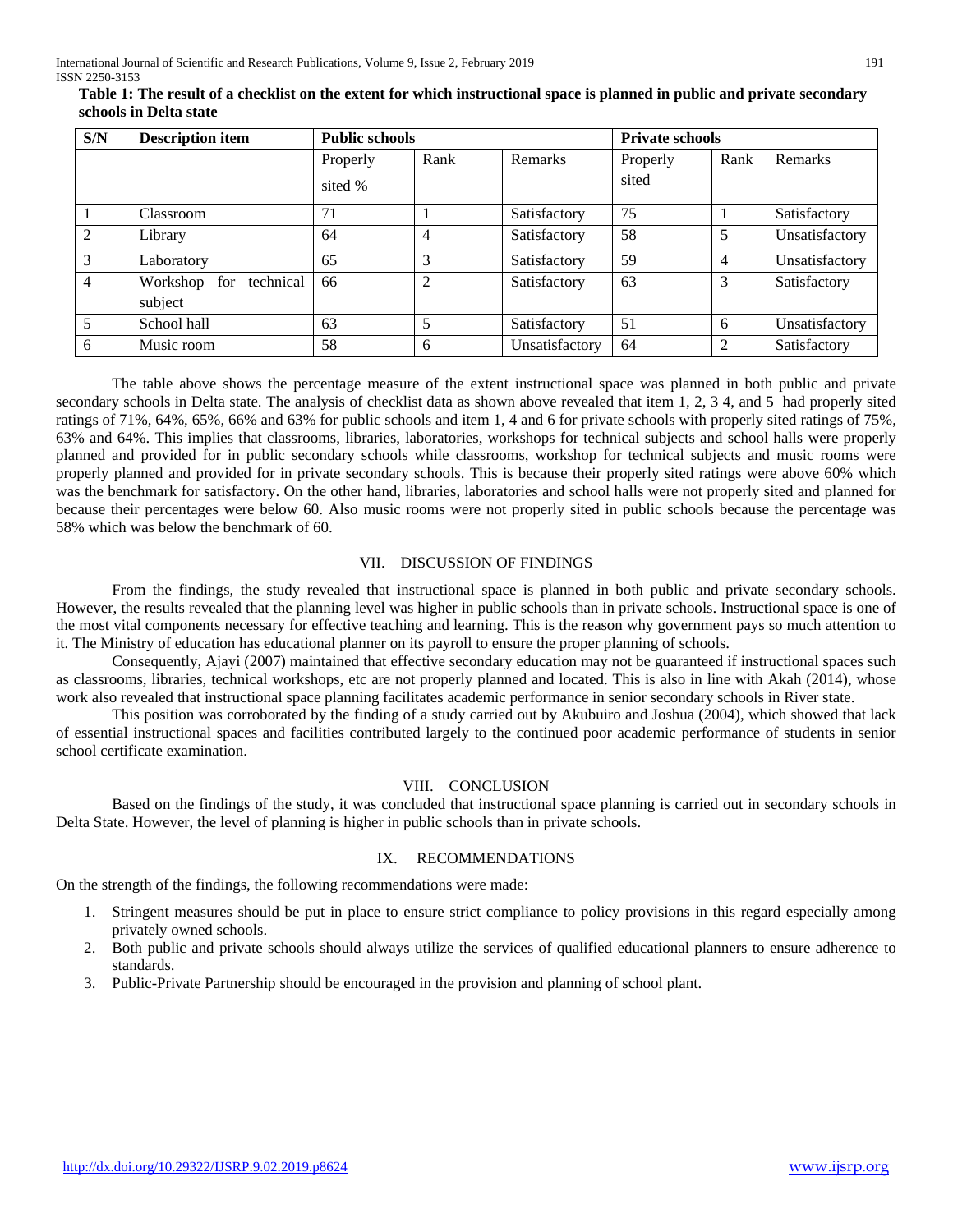**Table 1: The result of a checklist on the extent for which instructional space is planned in public and private secondary schools in Delta state**

| S/N | Description item | Public schools | | | Private schools | | |
|---|---|---|---|---|---|---|---|
| | | Properly sited % | Rank | Remarks | Properly sited | Rank | Remarks |
| 1 | Classroom | 71 | 1 | Satisfactory | 75 | 1 | Satisfactory |
| 2 | Library | 64 | 4 | Satisfactory | 58 | 5 | Unsatisfactory |
| 3 | Laboratory | 65 | 3 | Satisfactory | 59 | 4 | Unsatisfactory |
| 4 | Workshop for technical subject | 66 | 2 | Satisfactory | 63 | 3 | Satisfactory |
| 5 | School hall | 63 | 5 | Satisfactory | 51 | 6 | Unsatisfactory |
| 6 | Music room | 58 | 6 | Unsatisfactory | 64 | 2 | Satisfactory |

The table above shows the percentage measure of the extent instructional space was planned in both public and private secondary schools in Delta state. The analysis of checklist data as shown above revealed that item 1, 2, 3 4, and 5 had properly sited ratings of 71%, 64%, 65%, 66% and 63% for public schools and item 1, 4 and 6 for private schools with properly sited ratings of 75%, 63% and 64%. This implies that classrooms, libraries, laboratories, workshops for technical subjects and school halls were properly planned and provided for in public secondary schools while classrooms, workshop for technical subjects and music rooms were properly planned and provided for in private secondary schools. This is because their properly sited ratings were above 60% which was the benchmark for satisfactory. On the other hand, libraries, laboratories and school halls were not properly sited and planned for because their percentages were below 60. Also music rooms were not properly sited in public schools because the percentage was 58% which was below the benchmark of 60.

## VII. DISCUSSION OF FINDINGS

From the findings, the study revealed that instructional space is planned in both public and private secondary schools. However, the results revealed that the planning level was higher in public schools than in private schools. Instructional space is one of the most vital components necessary for effective teaching and learning. This is the reason why government pays so much attention to it. The Ministry of education has educational planner on its payroll to ensure the proper planning of schools.

Consequently, Ajayi (2007) maintained that effective secondary education may not be guaranteed if instructional spaces such as classrooms, libraries, technical workshops, etc are not properly planned and located. This is also in line with Akah (2014), whose work also revealed that instructional space planning facilitates academic performance in senior secondary schools in River state.

This position was corroborated by the finding of a study carried out by Akubuiro and Joshua (2004), which showed that lack of essential instructional spaces and facilities contributed largely to the continued poor academic performance of students in senior school certificate examination.

## VIII. CONCLUSION

Based on the findings of the study, it was concluded that instructional space planning is carried out in secondary schools in Delta State. However, the level of planning is higher in public schools than in private schools.

## IX. RECOMMENDATIONS

On the strength of the findings, the following recommendations were made:

1. Stringent measures should be put in place to ensure strict compliance to policy provisions in this regard especially among privately owned schools.
2. Both public and private schools should always utilize the services of qualified educational planners to ensure adherence to standards.
3. Public-Private Partnership should be encouraged in the provision and planning of school plant.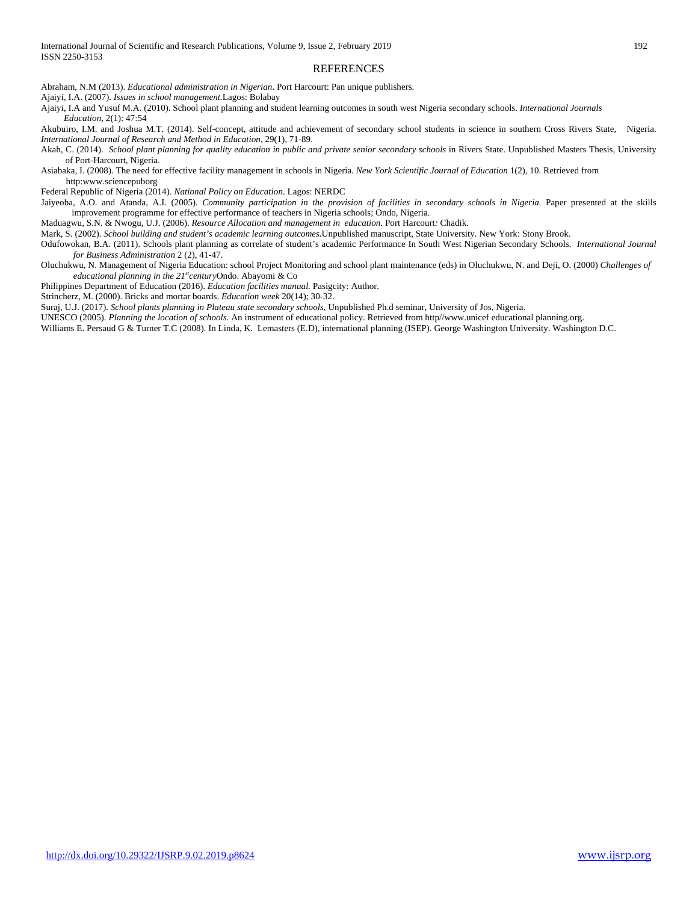## REFERENCES

Abraham, N.M (2013). *Educational administration in Nigerian*. Port Harcourt: Pan unique publishers.

Ajaiyi, I.A. (2007). *Issues in school management.*Lagos: Bolabay

Ajaiyi, I.A and Yusuf M.A. (2010). School plant planning and student learning outcomes in south west Nigeria secondary schools. *International Journals Education*, 2(1): 47:54

Akubuiro, I.M. and Joshua M.T. (2014). Self-concept, attitude and achievement of secondary school students in science in southern Cross Rivers State, Nigeria. *International Journal of Research and Method in Education*, 29(1), 71-89.

Akah, C. (2014). *School plant planning for quality education in public and private senior secondary schools* in Rivers State. Unpublished Masters Thesis, University of Port-Harcourt, Nigeria.

Asiabaka, I. (2008). The need for effective facility management in schools in Nigeria. *New York Scientific Journal of Education* 1(2), 10. Retrieved from http:www.sciencepuborg

Federal Republic of Nigeria (2014). *National Policy on Education*. Lagos: NERDC

Jaiyeoba, A.O. and Atanda, A.I. (2005). *Community participation in the provision of facilities in secondary schools in Nigeria.* Paper presented at the skills improvement programme for effective performance of teachers in Nigeria schools; Ondo, Nigeria.

Maduagwu, S.N. & Nwogu, U.J. (2006). *Resource Allocation and management in education.* Port Harcourt*:* Chadik.

Mark, S. (2002). *School building and student's academic learning outcomes.*Unpublished manuscript, State University. New York: Stony Brook.

Odufowokan, B.A. (2011). Schools plant planning as correlate of student's academic Performance In South West Nigerian Secondary Schools. *International Journal for Business Administration* 2 (2), 41-47.

Oluchukwu, N. Management of Nigeria Education: school Project Monitoring and school plant maintenance (eds) in Oluchukwu, N. and Deji, O. (2000) *Challenges of educational planning in the 21st century*Ondo. Abayomi & Co

Philippines Department of Education (2016). *Education facilities manual.* Pasigcity: Author.

Strincherz, M. (2000). Bricks and mortar boards. *Education week* 20(14); 30-32.

Suraj, U.J. (2017). *School plants planning in Plateau state secondary schools,* Unpublished Ph.d seminar, University of Jos, Nigeria.

UNESCO (2005). *Planning the location of schools.* An instrument of educational policy. Retrieved from http//www.unicef educational planning.org.

Williams E. Persaud G & Turner T.C (2008). In Linda, K. Lemasters (E.D), international planning (ISEP). George Washington University. Washington D.C.